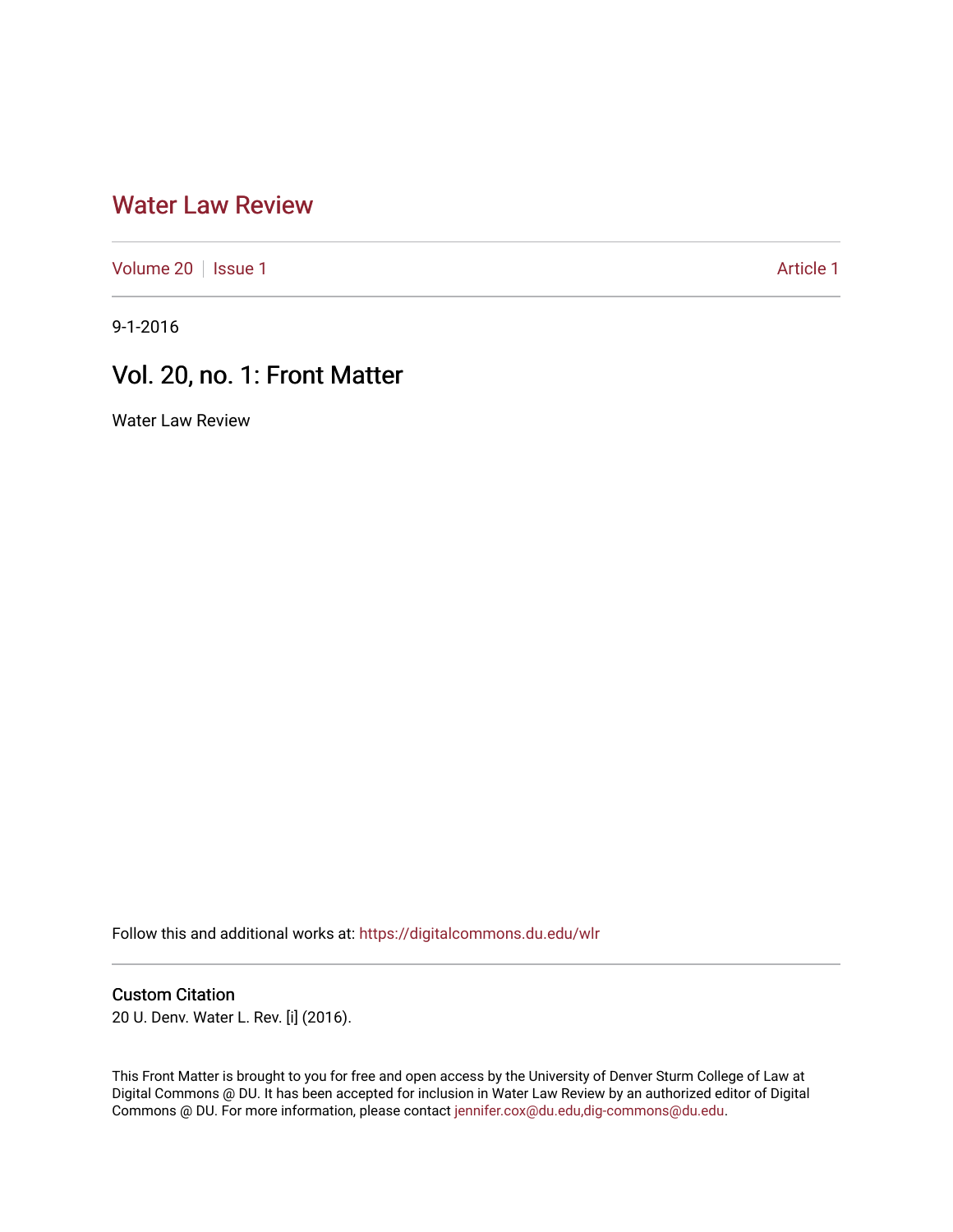# Water Law Review

Volume 20 | Issue 1 | Article 1

9-1-2016

## Vol. 20, no. 1: Front Matter

Water Law Review

Follow this and additional works at: https://digitalcommons.du.edu/wlr

### Custom Citation

20 U. Denv. Water L. Rev. [i] (2016).

This Front Matter is brought to you for free and open access by the University of Denver Sturm College of Law at Digital Commons @ DU. It has been accepted for inclusion in Water Law Review by an authorized editor of Digital Commons @ DU. For more information, please contact jennifer.cox@du.edu,dig-commons@du.edu.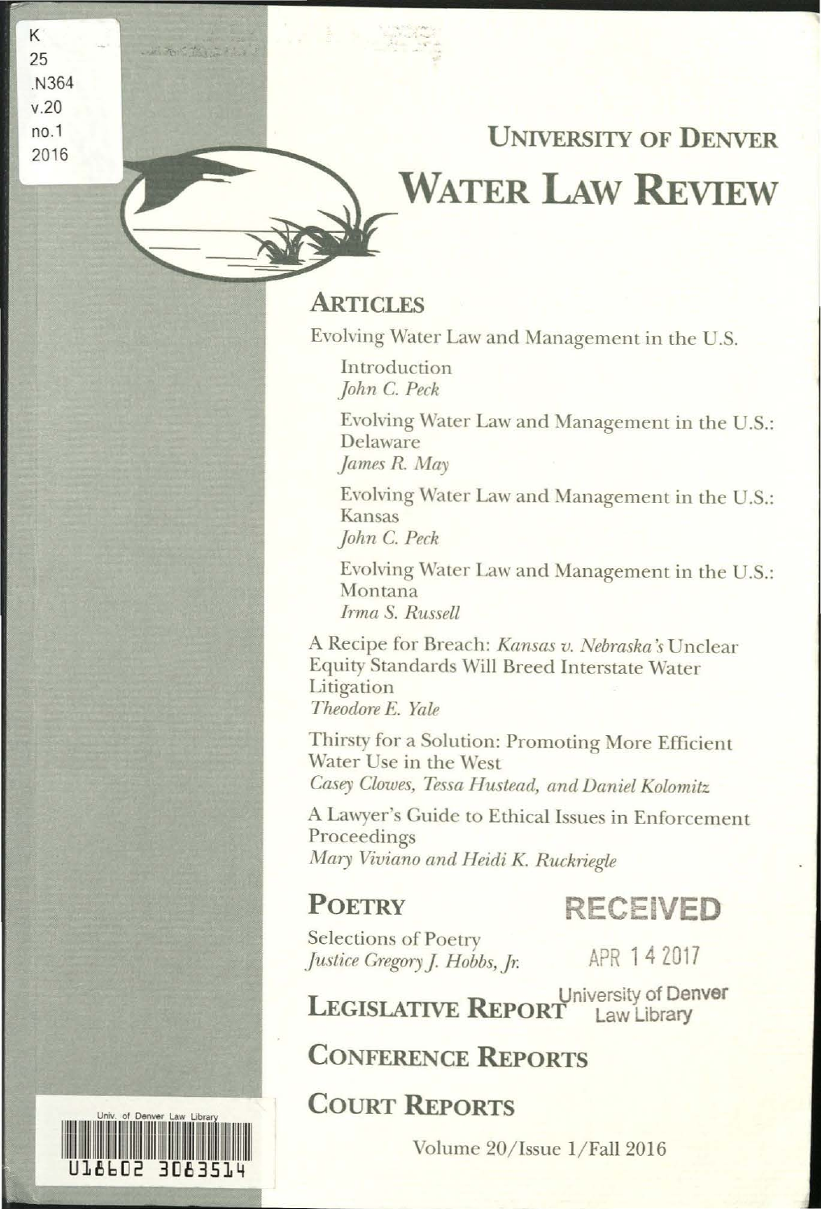K
25
.N364
v.20
no.1
2016

# University of Denver

# Water Law Review

## Articles

Evolving Water Law and Management in the U.S.

Introduction
*John C. Peck*

Evolving Water Law and Management in the U.S.: Delaware
*James R. May*

Evolving Water Law and Management in the U.S.: Kansas
*John C. Peck*

Evolving Water Law and Management in the U.S.: Montana
*Irma S. Russell*

A Recipe for Breach: *Kansas v. Nebraska's* Unclear Equity Standards Will Breed Interstate Water Litigation
*Theodore E. Yale*

Thirsty for a Solution: Promoting More Efficient Water Use in the West
*Casey Clowes, Tessa Hustead, and Daniel Kolomitz*

A Lawyer's Guide to Ethical Issues in Enforcement Proceedings
*Mary Viviano and Heidi K. Ruckriegle*

## Poetry

Selections of Poetry
*Justice Gregory J. Hobbs, Jr.*

RECEIVED
APR 14 2017
University of Denver
Law Library

## Legislative Report

## Conference Reports

## Court Reports

Volume 20/Issue 1/Fall 2016

Univ. of Denver Law Library
U18602 3063514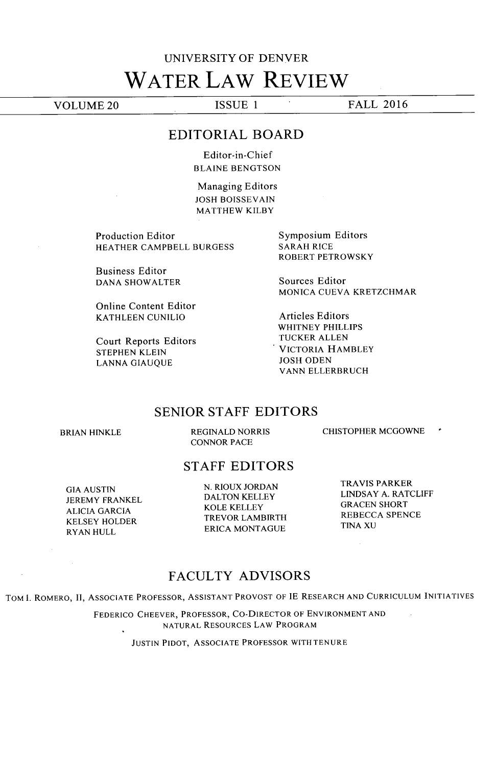UNIVERSITY OF DENVER

# WATER LAW REVIEW

VOLUME 20 ISSUE 1 FALL 2016

## EDITORIAL BOARD

Editor-in-Chief
BLAINE BENGTSON

Managing Editors
JOSH BOISSEVAIN
MATTHEW KILBY

Production Editor
HEATHER CAMPBELL BURGESS

Business Editor
DANA SHOWALTER

Online Content Editor
KATHLEEN CUNILIO

Court Reports Editors
STEPHEN KLEIN
LANNA GIAUQUE

Symposium Editors
SARAH RICE
ROBERT PETROWSKY

Sources Editor
MONICA CUEVA KRETZCHMAR

Articles Editors
WHITNEY PHILLIPS
TUCKER ALLEN
VICTORIA HAMBLEY
JOSH ODEN
VANN ELLERBRUCH

## SENIOR STAFF EDITORS

BRIAN HINKLE
REGINALD NORRIS
CONNOR PACE
CHISTOPHER MCGOWNE

## STAFF EDITORS

GIA AUSTIN
JEREMY FRANKEL
ALICIA GARCIA
KELSEY HOLDER
RYAN HULL
N. RIOUX JORDAN
DALTON KELLEY
KOLE KELLEY
TREVOR LAMBIRTH
ERICA MONTAGUE
TRAVIS PARKER
LINDSAY A. RATCLIFF
GRACEN SHORT
REBECCA SPENCE
TINA XU

## FACULTY ADVISORS

TOM I. ROMERO, II, ASSOCIATE PROFESSOR, ASSISTANT PROVOST OF IE RESEARCH AND CURRICULUM INITIATIVES

FEDERICO CHEEVER, PROFESSOR, CO-DIRECTOR OF ENVIRONMENT AND NATURAL RESOURCES LAW PROGRAM

JUSTIN PIDOT, ASSOCIATE PROFESSOR WITH TENURE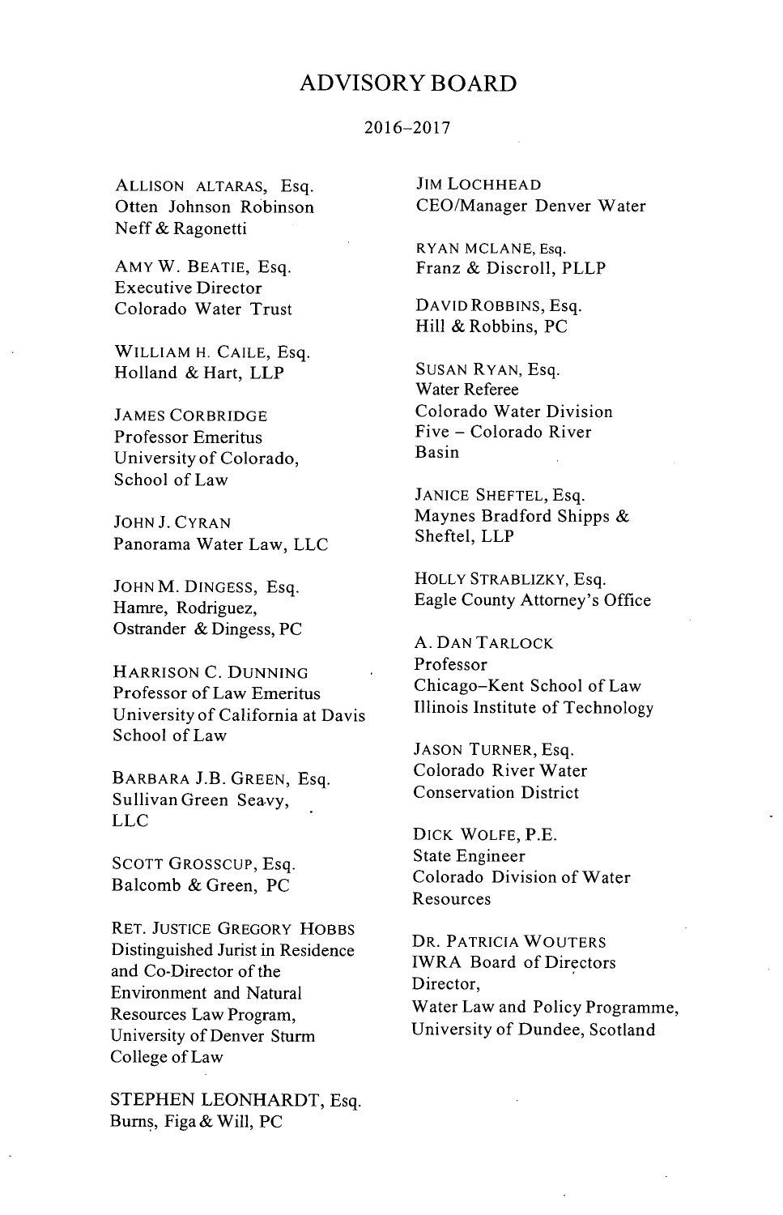# ADVISORY BOARD

2016–2017

ALLISON ALTARAS, Esq.
Otten Johnson Robinson
Neff & Ragonetti

AMY W. BEATIE, Esq.
Executive Director
Colorado Water Trust

WILLIAM H. CAILE, Esq.
Holland & Hart, LLP

JAMES CORBRIDGE
Professor Emeritus
University of Colorado,
School of Law

JOHN J. CYRAN
Panorama Water Law, LLC

JOHN M. DINGESS, Esq.
Hamre, Rodriguez,
Ostrander & Dingess, PC

HARRISON C. DUNNING
Professor of Law Emeritus
University of California at Davis
School of Law

BARBARA J.B. GREEN, Esq.
Sullivan Green Seavy,
LLC

SCOTT GROSSCUP, Esq.
Balcomb & Green, PC

RET. JUSTICE GREGORY HOBBS
Distinguished Jurist in Residence
and Co-Director of the
Environment and Natural
Resources Law Program,
University of Denver Sturm
College of Law

STEPHEN LEONHARDT, Esq.
Burns, Figa & Will, PC

JIM LOCHHEAD
CEO/Manager Denver Water

RYAN MCLANE, Esq.
Franz & Discroll, PLLP

DAVID ROBBINS, Esq.
Hill & Robbins, PC

SUSAN RYAN, Esq.
Water Referee
Colorado Water Division
Five – Colorado River
Basin

JANICE SHEFTEL, Esq.
Maynes Bradford Shipps &
Sheftel, LLP

HOLLY STRABLIZKY, Esq.
Eagle County Attorney's Office

A. DAN TARLOCK
Professor
Chicago-Kent School of Law
Illinois Institute of Technology

JASON TURNER, Esq.
Colorado River Water
Conservation District

DICK WOLFE, P.E.
State Engineer
Colorado Division of Water
Resources

DR. PATRICIA WOUTERS
IWRA Board of Directors
Director,
Water Law and Policy Programme,
University of Dundee, Scotland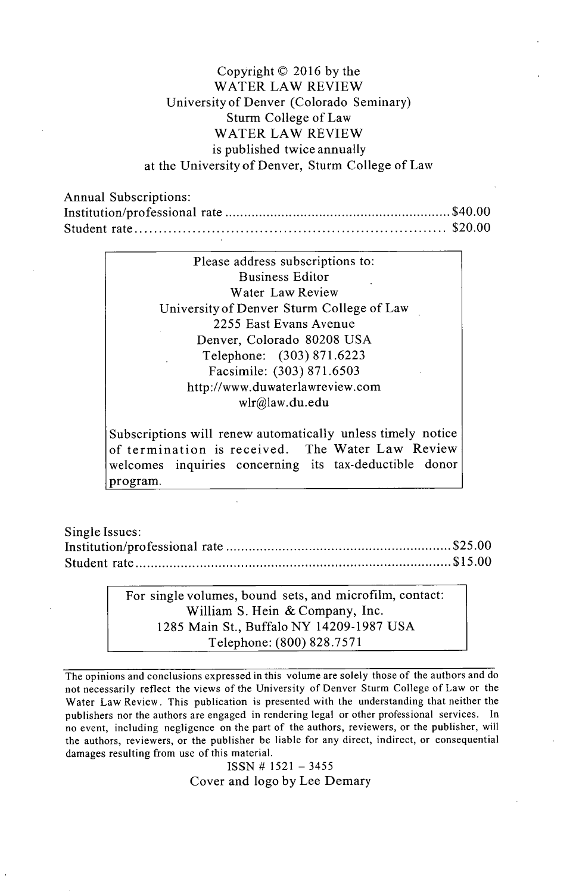Copyright © 2016 by the
WATER LAW REVIEW
University of Denver (Colorado Seminary)
Sturm College of Law
WATER LAW REVIEW
is published twice annually
at the University of Denver, Sturm College of Law

Annual Subscriptions:

| | |
|---|---|
| Institution/professional rate | $40.00 |
| Student rate | $20.00 |

Please address subscriptions to:
Business Editor
Water Law Review
University of Denver Sturm College of Law
2255 East Evans Avenue
Denver, Colorado 80208 USA
Telephone: (303) 871.6223
Facsimile: (303) 871.6503
http://www.duwaterlawreview.com
wlr@law.du.edu

Subscriptions will renew automatically unless timely notice of termination is received. The Water Law Review welcomes inquiries concerning its tax-deductible donor program.

Single Issues:

| | |
|---|---|
| Institution/professional rate | $25.00 |
| Student rate | $15.00 |

For single volumes, bound sets, and microfilm, contact:
William S. Hein & Company, Inc.
1285 Main St., Buffalo NY 14209-1987 USA
Telephone: (800) 828.7571

The opinions and conclusions expressed in this volume are solely those of the authors and do not necessarily reflect the views of the University of Denver Sturm College of Law or the Water Law Review. This publication is presented with the understanding that neither the publishers nor the authors are engaged in rendering legal or other professional services. In no event, including negligence on the part of the authors, reviewers, or the publisher, will the authors, reviewers, or the publisher be liable for any direct, indirect, or consequential damages resulting from use of this material.

ISSN # 1521 - 3455

Cover and logo by Lee Demary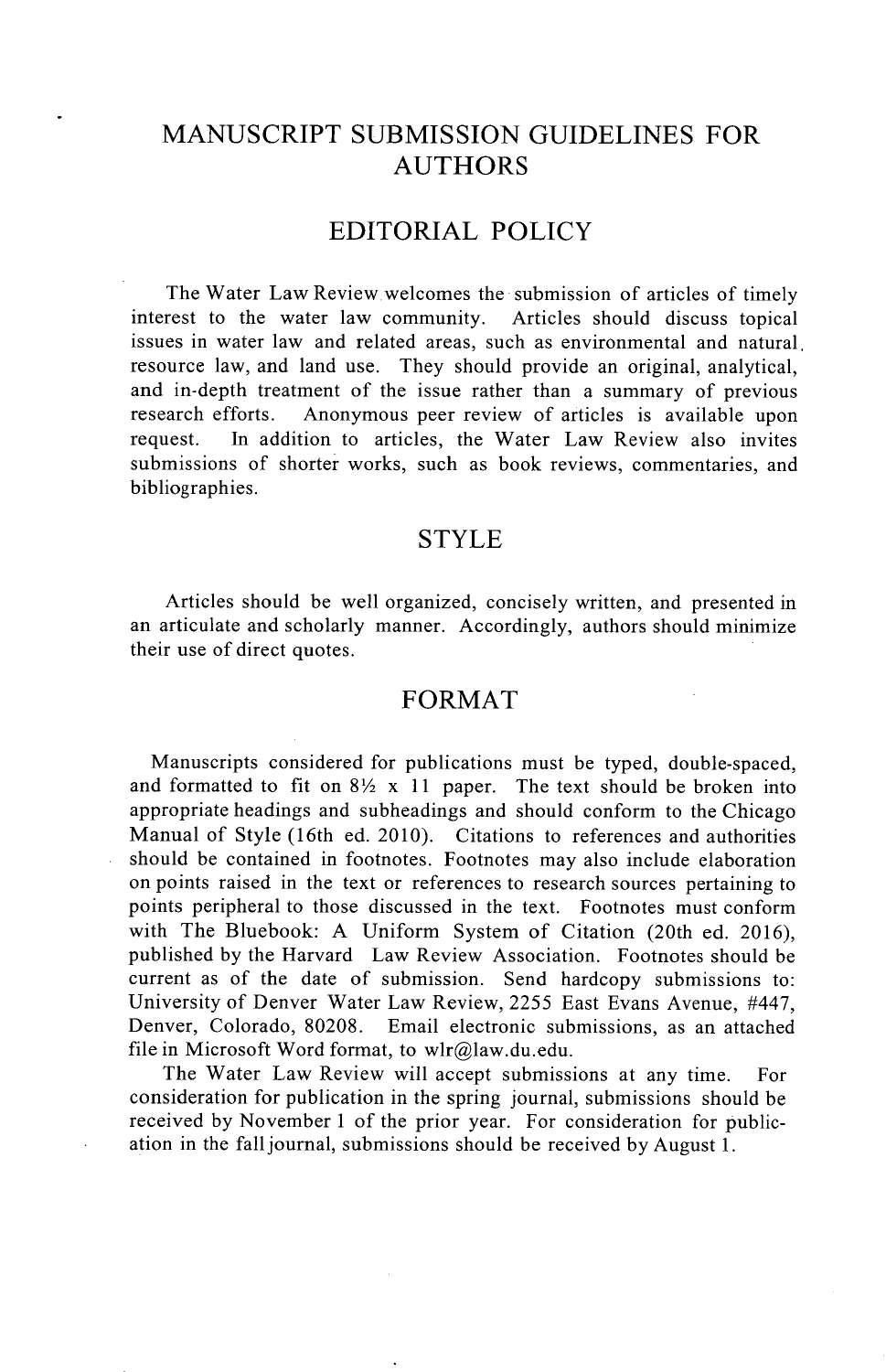# MANUSCRIPT SUBMISSION GUIDELINES FOR AUTHORS

## EDITORIAL POLICY

The Water Law Review welcomes the submission of articles of timely interest to the water law community. Articles should discuss topical issues in water law and related areas, such as environmental and natural resource law, and land use. They should provide an original, analytical, and in-depth treatment of the issue rather than a summary of previous research efforts. Anonymous peer review of articles is available upon request. In addition to articles, the Water Law Review also invites submissions of shorter works, such as book reviews, commentaries, and bibliographies.

## STYLE

Articles should be well organized, concisely written, and presented in an articulate and scholarly manner. Accordingly, authors should minimize their use of direct quotes.

## FORMAT

Manuscripts considered for publications must be typed, double-spaced, and formatted to fit on 8½ x 11 paper. The text should be broken into appropriate headings and subheadings and should conform to the Chicago Manual of Style (16th ed. 2010). Citations to references and authorities should be contained in footnotes. Footnotes may also include elaboration on points raised in the text or references to research sources pertaining to points peripheral to those discussed in the text. Footnotes must conform with The Bluebook: A Uniform System of Citation (20th ed. 2016), published by the Harvard Law Review Association. Footnotes should be current as of the date of submission. Send hardcopy submissions to: University of Denver Water Law Review, 2255 East Evans Avenue, #447, Denver, Colorado, 80208. Email electronic submissions, as an attached file in Microsoft Word format, to wlr@law.du.edu.

The Water Law Review will accept submissions at any time. For consideration for publication in the spring journal, submissions should be received by November 1 of the prior year. For consideration for publication in the fall journal, submissions should be received by August 1.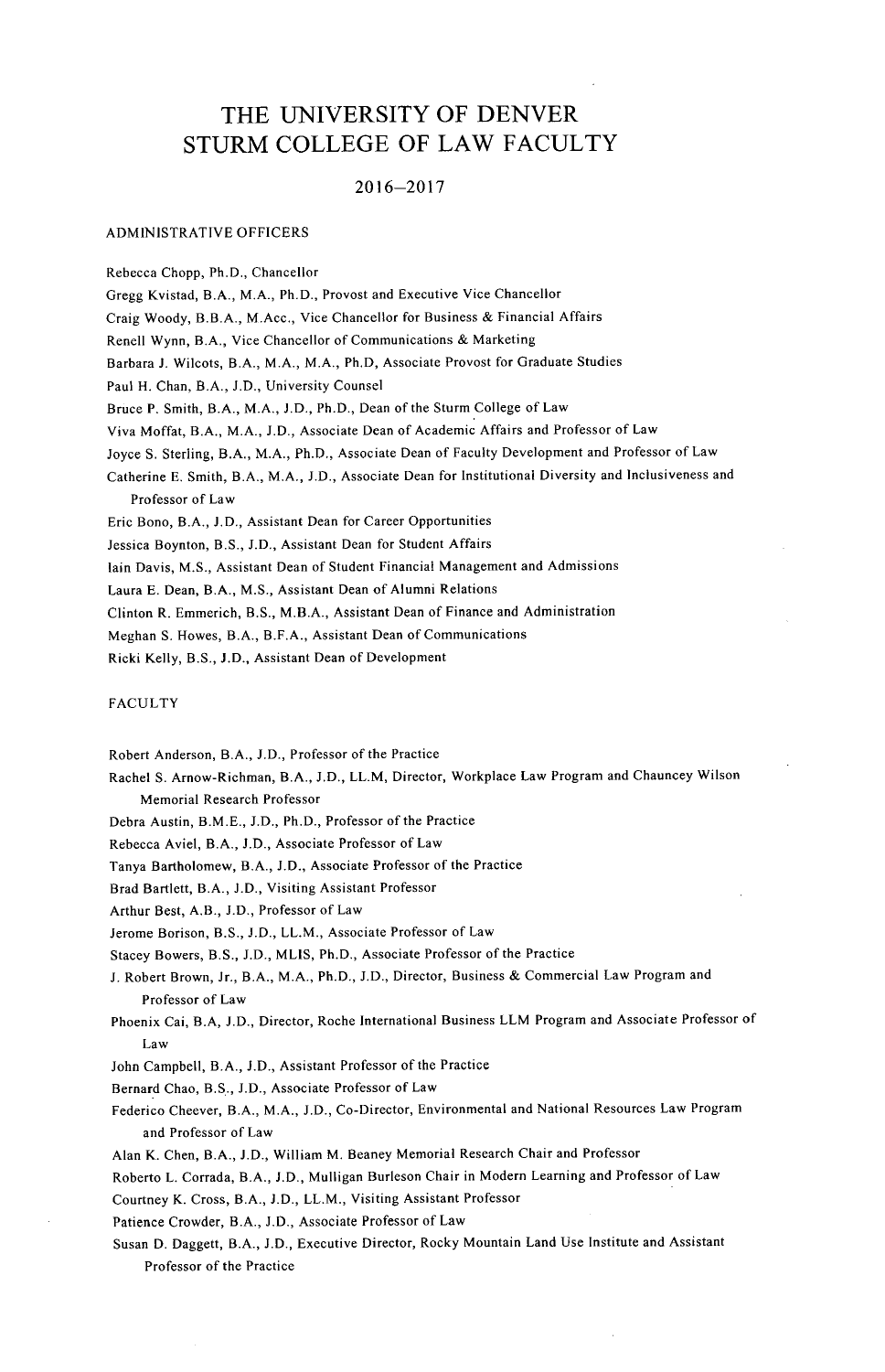# THE UNIVERSITY OF DENVER
# STURM COLLEGE OF LAW FACULTY

## 2016–2017

### ADMINISTRATIVE OFFICERS

Rebecca Chopp, Ph.D., Chancellor
Gregg Kvistad, B.A., M.A., Ph.D., Provost and Executive Vice Chancellor
Craig Woody, B.B.A., M.Acc., Vice Chancellor for Business & Financial Affairs
Renell Wynn, B.A., Vice Chancellor of Communications & Marketing
Barbara J. Wilcots, B.A., M.A., M.A., Ph.D, Associate Provost for Graduate Studies
Paul H. Chan, B.A., J.D., University Counsel
Bruce P. Smith, B.A., M.A., J.D., Ph.D., Dean of the Sturm College of Law
Viva Moffat, B.A., M.A., J.D., Associate Dean of Academic Affairs and Professor of Law
Joyce S. Sterling, B.A., M.A., Ph.D., Associate Dean of Faculty Development and Professor of Law
Catherine E. Smith, B.A., M.A., J.D., Associate Dean for Institutional Diversity and Inclusiveness and Professor of Law
Eric Bono, B.A., J.D., Assistant Dean for Career Opportunities
Jessica Boynton, B.S., J.D., Assistant Dean for Student Affairs
Iain Davis, M.S., Assistant Dean of Student Financial Management and Admissions
Laura E. Dean, B.A., M.S., Assistant Dean of Alumni Relations
Clinton R. Emmerich, B.S., M.B.A., Assistant Dean of Finance and Administration
Meghan S. Howes, B.A., B.F.A., Assistant Dean of Communications
Ricki Kelly, B.S., J.D., Assistant Dean of Development

### FACULTY

Robert Anderson, B.A., J.D., Professor of the Practice
Rachel S. Arnow-Richman, B.A., J.D., LL.M, Director, Workplace Law Program and Chauncey Wilson Memorial Research Professor
Debra Austin, B.M.E., J.D., Ph.D., Professor of the Practice
Rebecca Aviel, B.A., J.D., Associate Professor of Law
Tanya Bartholomew, B.A., J.D., Associate Professor of the Practice
Brad Bartlett, B.A., J.D., Visiting Assistant Professor
Arthur Best, A.B., J.D., Professor of Law
Jerome Borison, B.S., J.D., LL.M., Associate Professor of Law
Stacey Bowers, B.S., J.D., MLIS, Ph.D., Associate Professor of the Practice
J. Robert Brown, Jr., B.A., M.A., Ph.D., J.D., Director, Business & Commercial Law Program and Professor of Law
Phoenix Cai, B.A, J.D., Director, Roche International Business LLM Program and Associate Professor of Law
John Campbell, B.A., J.D., Assistant Professor of the Practice
Bernard Chao, B.S., J.D., Associate Professor of Law
Federico Cheever, B.A., M.A., J.D., Co-Director, Environmental and National Resources Law Program and Professor of Law
Alan K. Chen, B.A., J.D., William M. Beaney Memorial Research Chair and Professor
Roberto L. Corrada, B.A., J.D., Mulligan Burleson Chair in Modern Learning and Professor of Law
Courtney K. Cross, B.A., J.D., LL.M., Visiting Assistant Professor
Patience Crowder, B.A., J.D., Associate Professor of Law
Susan D. Daggett, B.A., J.D., Executive Director, Rocky Mountain Land Use Institute and Assistant Professor of the Practice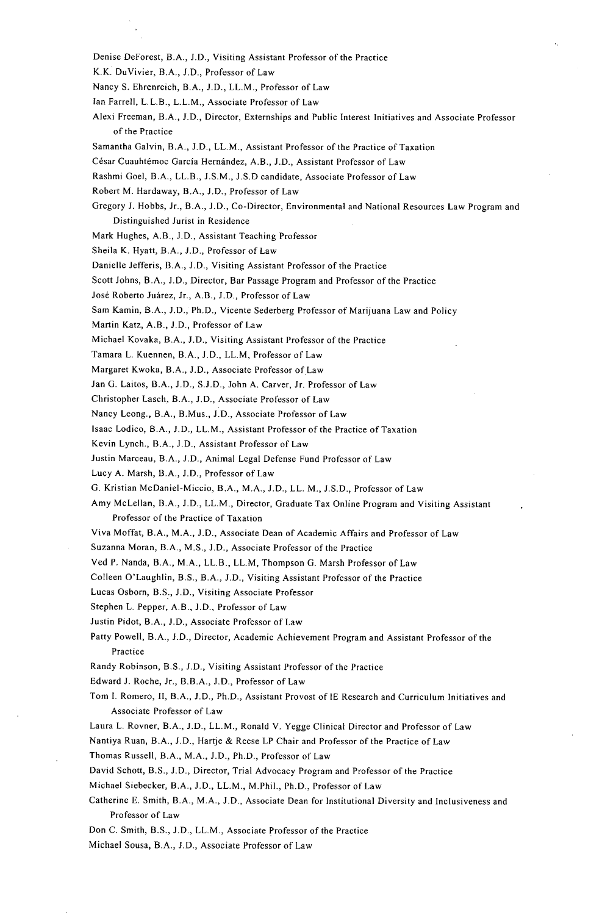Denise DeForest, B.A., J.D., Visiting Assistant Professor of the Practice

K.K. DuVivier, B.A., J.D., Professor of Law

Nancy S. Ehrenreich, B.A., J.D., LL.M., Professor of Law

Ian Farrell, L.L.B., L.L.M., Associate Professor of Law

Alexi Freeman, B.A., J.D., Director, Externships and Public Interest Initiatives and Associate Professor of the Practice

Samantha Galvin, B.A., J.D., LL.M., Assistant Professor of the Practice of Taxation

César Cuauhtémoc García Hernández, A.B., J.D., Assistant Professor of Law

Rashmi Goel, B.A., LL.B., J.S.M., J.S.D candidate, Associate Professor of Law

Robert M. Hardaway, B.A., J.D., Professor of Law

Gregory J. Hobbs, Jr., B.A., J.D., Co-Director, Environmental and National Resources Law Program and Distinguished Jurist in Residence

Mark Hughes, A.B., J.D., Assistant Teaching Professor

Sheila K. Hyatt, B.A., J.D., Professor of Law

Danielle Jefferis, B.A., J.D., Visiting Assistant Professor of the Practice

Scott Johns, B.A., J.D., Director, Bar Passage Program and Professor of the Practice

José Roberto Juárez, Jr., A.B., J.D., Professor of Law

Sam Kamin, B.A., J.D., Ph.D., Vicente Sederberg Professor of Marijuana Law and Policy

Martin Katz, A.B., J.D., Professor of Law

Michael Kovaka, B.A., J.D., Visiting Assistant Professor of the Practice

Tamara L. Kuennen, B.A., J.D., LL.M, Professor of Law

Margaret Kwoka, B.A., J.D., Associate Professor of Law

Jan G. Laitos, B.A., J.D., S.J.D., John A. Carver, Jr. Professor of Law

Christopher Lasch, B.A., J.D., Associate Professor of Law

Nancy Leong., B.A., B.Mus., J.D., Associate Professor of Law

Isaac Lodico, B.A., J.D., LL.M., Assistant Professor of the Practice of Taxation

Kevin Lynch., B.A., J.D., Assistant Professor of Law

Justin Marceau, B.A., J.D., Animal Legal Defense Fund Professor of Law

Lucy A. Marsh, B.A., J.D., Professor of Law

G. Kristian McDaniel-Miccio, B.A., M.A., J.D., LL. M., J.S.D., Professor of Law

Amy McLellan, B.A., J.D., LL.M., Director, Graduate Tax Online Program and Visiting Assistant Professor of the Practice of Taxation

Viva Moffat, B.A., M.A., J.D., Associate Dean of Academic Affairs and Professor of Law

Suzanna Moran, B.A., M.S., J.D., Associate Professor of the Practice

Ved P. Nanda, B.A., M.A., LL.B., LL.M, Thompson G. Marsh Professor of Law

Colleen O'Laughlin, B.S., B.A., J.D., Visiting Assistant Professor of the Practice

Lucas Osborn, B.S., J.D., Visiting Associate Professor

Stephen L. Pepper, A.B., J.D., Professor of Law

Justin Pidot, B.A., J.D., Associate Professor of Law

Patty Powell, B.A., J.D., Director, Academic Achievement Program and Assistant Professor of the Practice

Randy Robinson, B.S., J.D., Visiting Assistant Professor of the Practice

Edward J. Roche, Jr., B.B.A., J.D., Professor of Law

Tom I. Romero, II, B.A., J.D., Ph.D., Assistant Provost of IE Research and Curriculum Initiatives and Associate Professor of Law

Laura L. Rovner, B.A., J.D., LL.M., Ronald V. Yegge Clinical Director and Professor of Law

Nantiya Ruan, B.A., J.D., Hartje & Reese LP Chair and Professor of the Practice of Law

Thomas Russell, B.A., M.A., J.D., Ph.D., Professor of Law

David Schott, B.S., J.D., Director, Trial Advocacy Program and Professor of the Practice

Michael Siebecker, B.A., J.D., LL.M., M.Phil., Ph.D., Professor of Law

Catherine E. Smith, B.A., M.A., J.D., Associate Dean for Institutional Diversity and Inclusiveness and Professor of Law

Don C. Smith, B.S., J.D., LL.M., Associate Professor of the Practice

Michael Sousa, B.A., J.D., Associate Professor of Law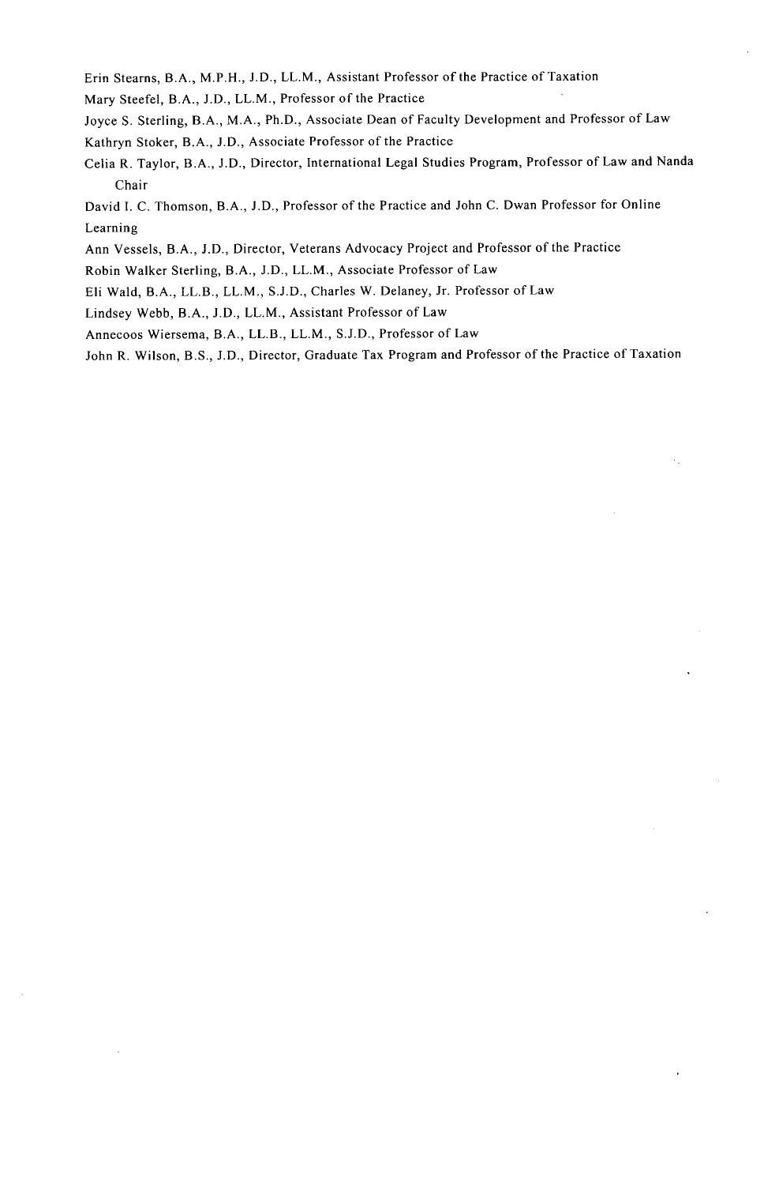Erin Stearns, B.A., M.P.H., J.D., LL.M., Assistant Professor of the Practice of Taxation

Mary Steefel, B.A., J.D., LL.M., Professor of the Practice

Joyce S. Sterling, B.A., M.A., Ph.D., Associate Dean of Faculty Development and Professor of Law

Kathryn Stoker, B.A., J.D., Associate Professor of the Practice

Celia R. Taylor, B.A., J.D., Director, International Legal Studies Program, Professor of Law and Nanda Chair

David I. C. Thomson, B.A., J.D., Professor of the Practice and John C. Dwan Professor for Online Learning

Ann Vessels, B.A., J.D., Director, Veterans Advocacy Project and Professor of the Practice

Robin Walker Sterling, B.A., J.D., LL.M., Associate Professor of Law

Eli Wald, B.A., LL.B., LL.M., S.J.D., Charles W. Delaney, Jr. Professor of Law

Lindsey Webb, B.A., J.D., LL.M., Assistant Professor of Law

Annecoos Wiersema, B.A., LL.B., LL.M., S.J.D., Professor of Law

John R. Wilson, B.S., J.D., Director, Graduate Tax Program and Professor of the Practice of Taxation